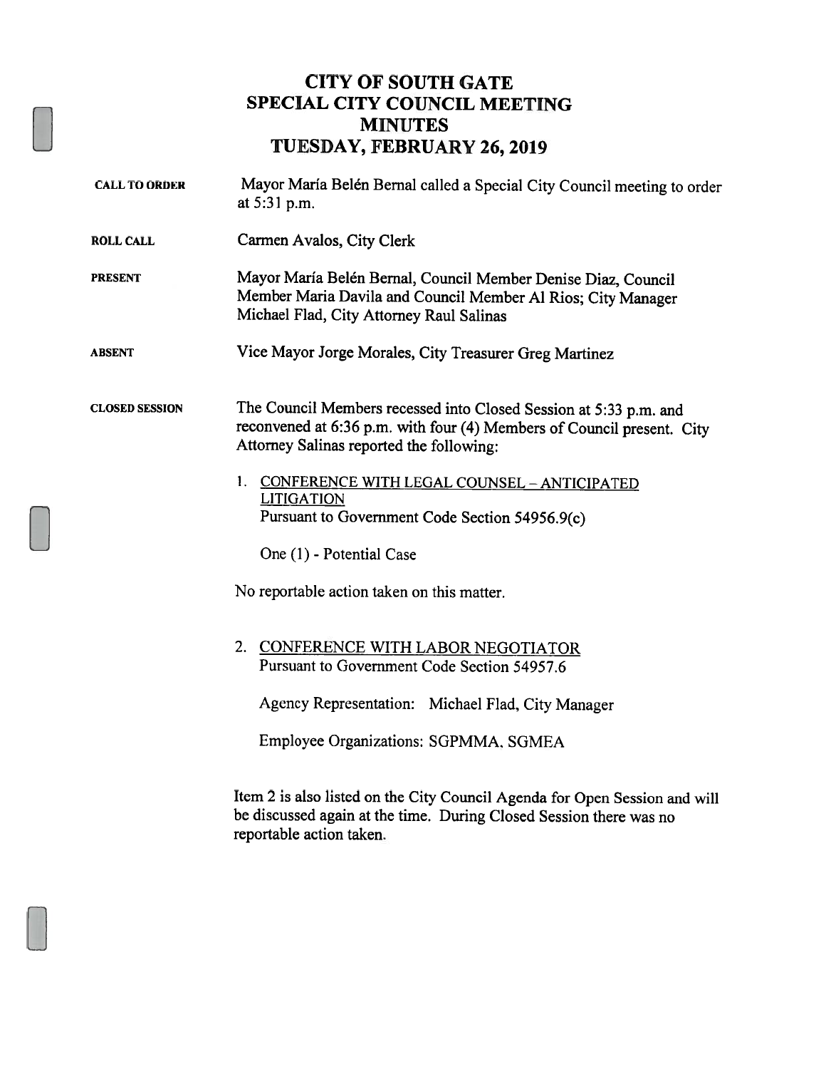# CITY OF SOUTH GATE
# SPECIAL CITY COUNCIL MEETING
# MINUTES
# TUESDAY, FEBRUARY 26, 2019

**CALL TO ORDER** Mayor María Belén Bernal called a Special City Council meeting to order at 5:31 p.m.

**ROLL CALL** Carmen Avalos, City Clerk

**PRESENT** Mayor María Belén Bernal, Council Member Denise Diaz, Council Member Maria Davila and Council Member Al Rios; City Manager Michael Flad, City Attorney Raul Salinas

**ABSENT** Vice Mayor Jorge Morales, City Treasurer Greg Martinez

**CLOSED SESSION** The Council Members recessed into Closed Session at 5:33 p.m. and reconvened at 6:36 p.m. with four (4) Members of Council present. City Attorney Salinas reported the following:

1. <u>CONFERENCE WITH LEGAL COUNSEL – ANTICIPATED LITIGATION</u>
   Pursuant to Government Code Section 54956.9(c)

   One (1) - Potential Case

No reportable action taken on this matter.

2. <u>CONFERENCE WITH LABOR NEGOTIATOR</u>
   Pursuant to Government Code Section 54957.6

   Agency Representation: Michael Flad, City Manager

   Employee Organizations: SGPMMA, SGMEA

Item 2 is also listed on the City Council Agenda for Open Session and will be discussed again at the time. During Closed Session there was no reportable action taken.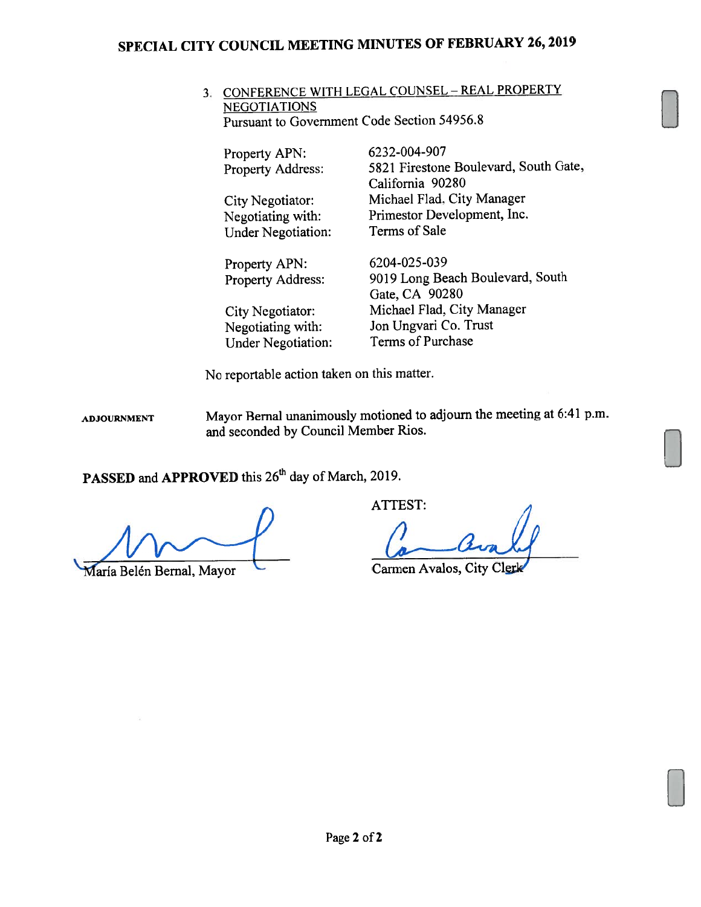3. CONFERENCE WITH LEGAL COUNSEL – REAL PROPERTY NEGOTIATIONS
   Pursuant to Government Code Section 54956.8

| | |
|---|---|
| Property APN: | 6232-004-907 |
| Property Address: | 5821 Firestone Boulevard, South Gate, California 90280 |
| City Negotiator: | Michael Flad, City Manager |
| Negotiating with: | Primestor Development, Inc. |
| Under Negotiation: | Terms of Sale |

| | |
|---|---|
| Property APN: | 6204-025-039 |
| Property Address: | 9019 Long Beach Boulevard, South Gate, CA 90280 |
| City Negotiator: | Michael Flad, City Manager |
| Negotiating with: | Jon Ungvari Co. Trust |
| Under Negotiation: | Terms of Purchase |

No reportable action taken on this matter.

**ADJOURNMENT**

Mayor Bernal unanimously motioned to adjourn the meeting at 6:41 p.m. and seconded by Council Member Rios.

**PASSED** and **APPROVED** this 26th day of March, 2019.

María Belén Bernal, Mayor

ATTEST:

Carmen Avalos, City Clerk